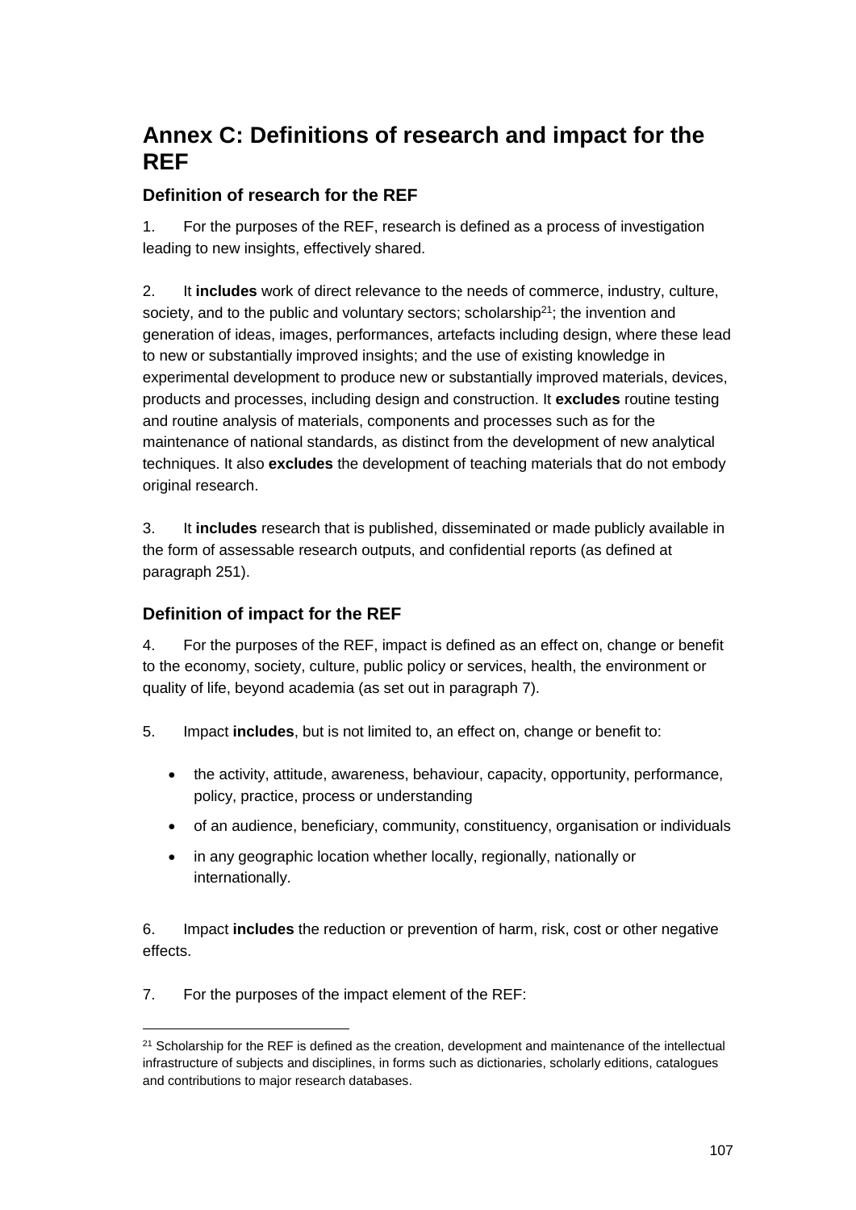# Annex C: Definitions of research and impact for the REF

## Definition of research for the REF

1. For the purposes of the REF, research is defined as a process of investigation leading to new insights, effectively shared.

2. It **includes** work of direct relevance to the needs of commerce, industry, culture, society, and to the public and voluntary sectors; scholarship[21]; the invention and generation of ideas, images, performances, artefacts including design, where these lead to new or substantially improved insights; and the use of existing knowledge in experimental development to produce new or substantially improved materials, devices, products and processes, including design and construction. It **excludes** routine testing and routine analysis of materials, components and processes such as for the maintenance of national standards, as distinct from the development of new analytical techniques. It also **excludes** the development of teaching materials that do not embody original research.

3. It **includes** research that is published, disseminated or made publicly available in the form of assessable research outputs, and confidential reports (as defined at paragraph 251).

## Definition of impact for the REF

4. For the purposes of the REF, impact is defined as an effect on, change or benefit to the economy, society, culture, public policy or services, health, the environment or quality of life, beyond academia (as set out in paragraph 7).

5. Impact **includes**, but is not limited to, an effect on, change or benefit to:

- the activity, attitude, awareness, behaviour, capacity, opportunity, performance, policy, practice, process or understanding
- of an audience, beneficiary, community, constituency, organisation or individuals
- in any geographic location whether locally, regionally, nationally or internationally.

6. Impact **includes** the reduction or prevention of harm, risk, cost or other negative effects.

7. For the purposes of the impact element of the REF:

---

[21] Scholarship for the REF is defined as the creation, development and maintenance of the intellectual infrastructure of subjects and disciplines, in forms such as dictionaries, scholarly editions, catalogues and contributions to major research databases.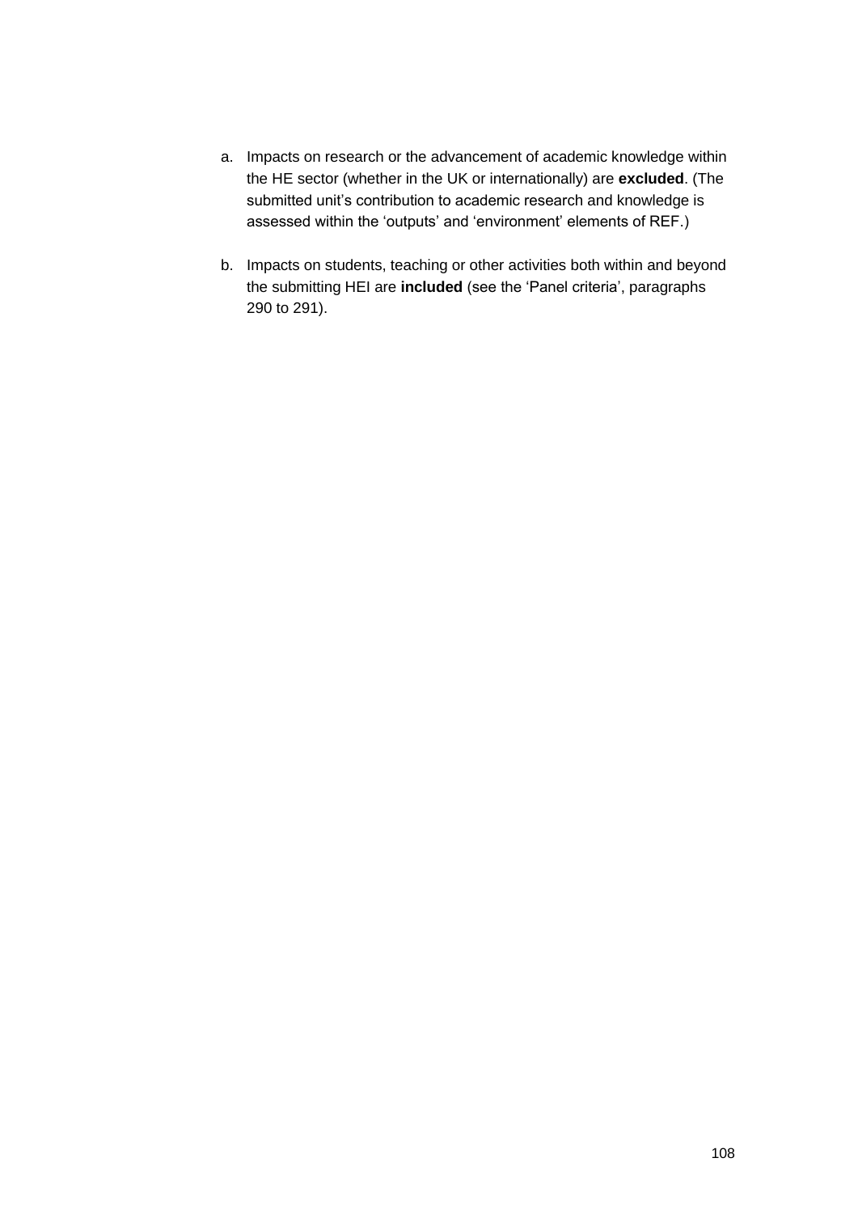a. Impacts on research or the advancement of academic knowledge within the HE sector (whether in the UK or internationally) are **excluded**. (The submitted unit's contribution to academic research and knowledge is assessed within the 'outputs' and 'environment' elements of REF.)

b. Impacts on students, teaching or other activities both within and beyond the submitting HEI are **included** (see the 'Panel criteria', paragraphs 290 to 291).